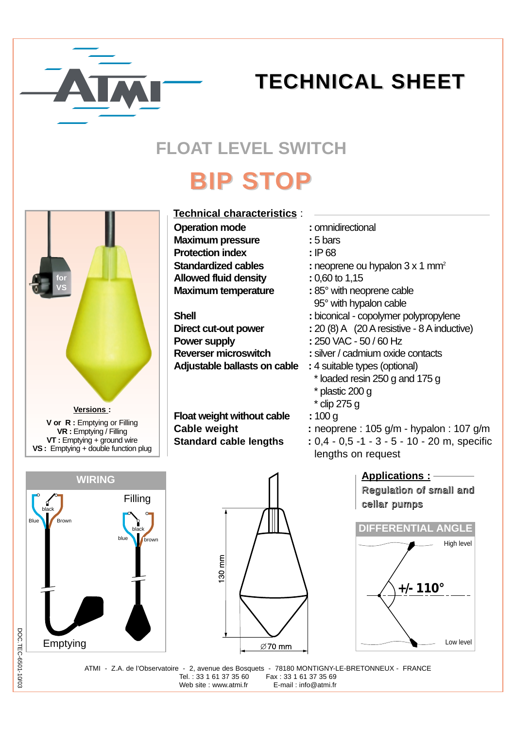# TECHNICAL SHEET

## FLOAT LEVEL SWITCH

# BIP STOP

**Technical characteristics** :

| | |
|---|---|
| **Operation mode** | : omnidirectional |
| **Maximum pressure** | : 5 bars |
| **Protection index** | : IP 68 |
| **Standardized cables** | : neoprene ou hypalon 3 x 1 mm² |
| **Allowed fluid density** | : 0,60 to 1,15 |
| **Maximum temperature** | : 85° with neoprene cable<br>95° with hypalon cable |
| **Shell** | : biconical - copolymer polypropylene |
| **Direct cut-out power** | : 20 (8) A (20 A resistive - 8 A inductive) |
| **Power supply** | : 250 VAC - 50 / 60 Hz |
| **Reverser microswitch** | : silver / cadmium oxide contacts |
| **Adjustable ballasts on cable** | : 4 suitable types (optional)<br>* loaded resin 250 g and 175 g<br>* plastic 200 g<br>* clip 275 g |
| **Float weight without cable** | : 100 g |
| **Cable weight** | : neoprene : 105 g/m - hypalon : 107 g/m |
| **Standard cable lengths** | : 0,4 - 0,5 -1 - 3 - 5 - 10 - 20 m, specific lengths on request |

for VS

**Versions :**

**V or R :** Emptying or Filling
**VR :** Emptying / Filling
**VT :** Emptying + ground wire
**VS :** Emptying + double function plug

## WIRING

Filling: black, blue, brown

Emptying: black, Blue, Brown

130 mm

∅70 mm

**Applications :**

Regulation of small and cellar pumps

## DIFFERENTIAL ANGLE

High level

+/- 110°

Low level

ATMI - Z.A. de l'Observatoire - 2, avenue des Bosquets - 78180 MONTIGNY-LE-BRETONNEUX - FRANCE
Tel. : 33 1 61 37 35 60 Fax : 33 1 61 37 35 69
Web site : www.atmi.fr E-mail : info@atmi.fr

DOC.TEC-6501-10/03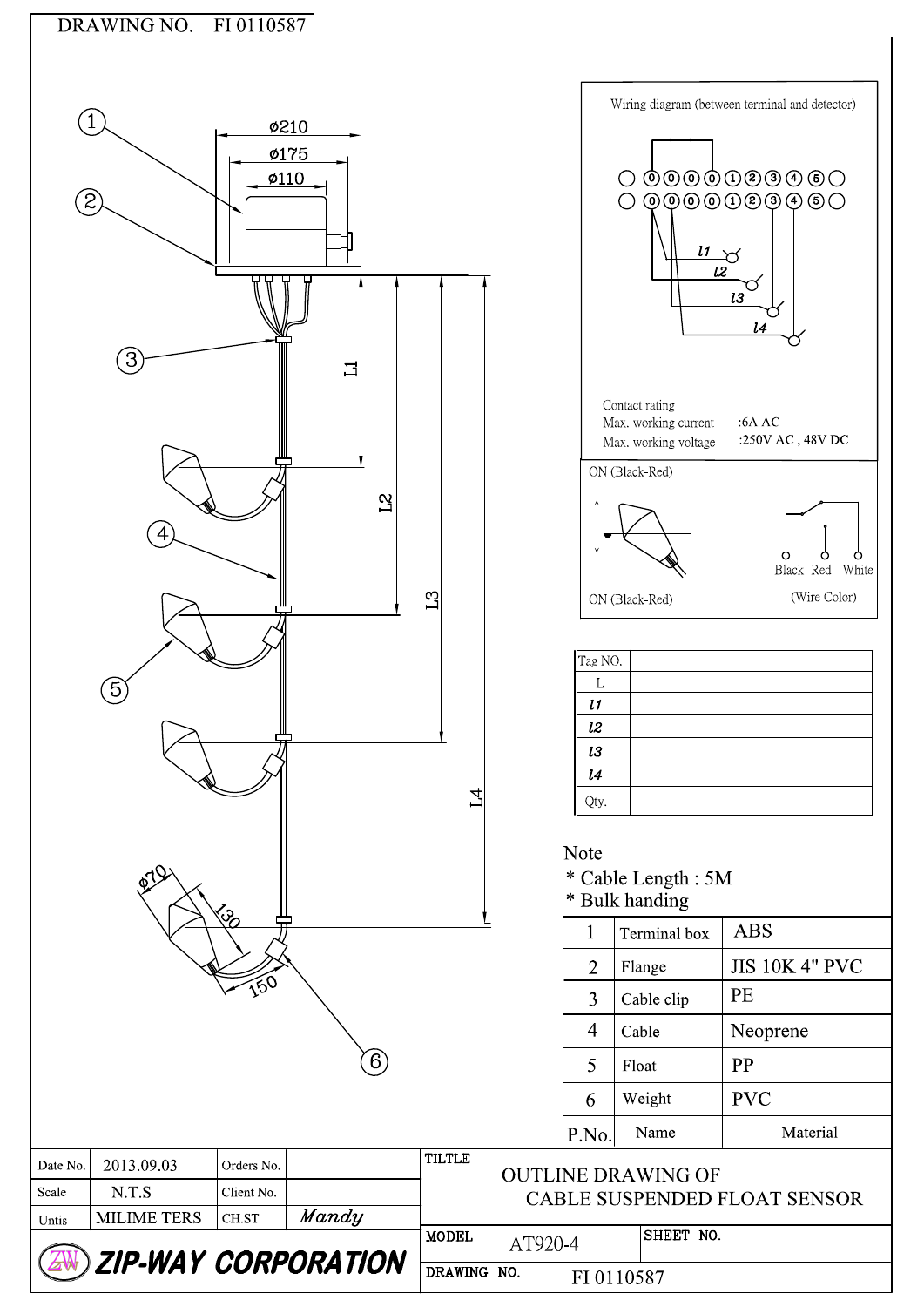DRAWING NO. FI 0110587

①
②
Ø210
Ø175
Ø110
③
L1
L2
L3
L4
④
⑤
Ø70
130
150
⑥

Wiring diagram (between terminal and detector)

$l1$
$l2$
$l3$
$l4$

Contact rating
Max. working current :6A AC
Max. working voltage :250V AC , 48V DC

ON (Black-Red)

ON (Black-Red)

Black Red White
(Wire Color)

| | | |
|---|---|---|
| Tag NO. | | |
| L | | |
| $l1$ | | |
| $l2$ | | |
| $l3$ | | |
| $l4$ | | |
| Qty. | | |

Note
* Cable Length : 5M
* Bulk handing

| P.No. | Name | Material |
|---|---|---|
| 1 | Terminal box | ABS |
| 2 | Flange | JIS 10K 4" PVC |
| 3 | Cable clip | PE |
| 4 | Cable | Neoprene |
| 5 | Float | PP |
| 6 | Weight | PVC |

| | | | |
|---|---|---|---|
| Date No. | 2013.09.03 | Orders No. | |
| Scale | N.T.S | Client No. | |
| Untis | MILIME TERS | CH.ST | *Mandy* |

ZIP-WAY CORPORATION

TILTLE: OUTLINE DRAWING OF CABLE SUSPENDED FLOAT SENSOR

MODEL: AT920-4

SHEET NO.

DRAWING NO. FI 0110587